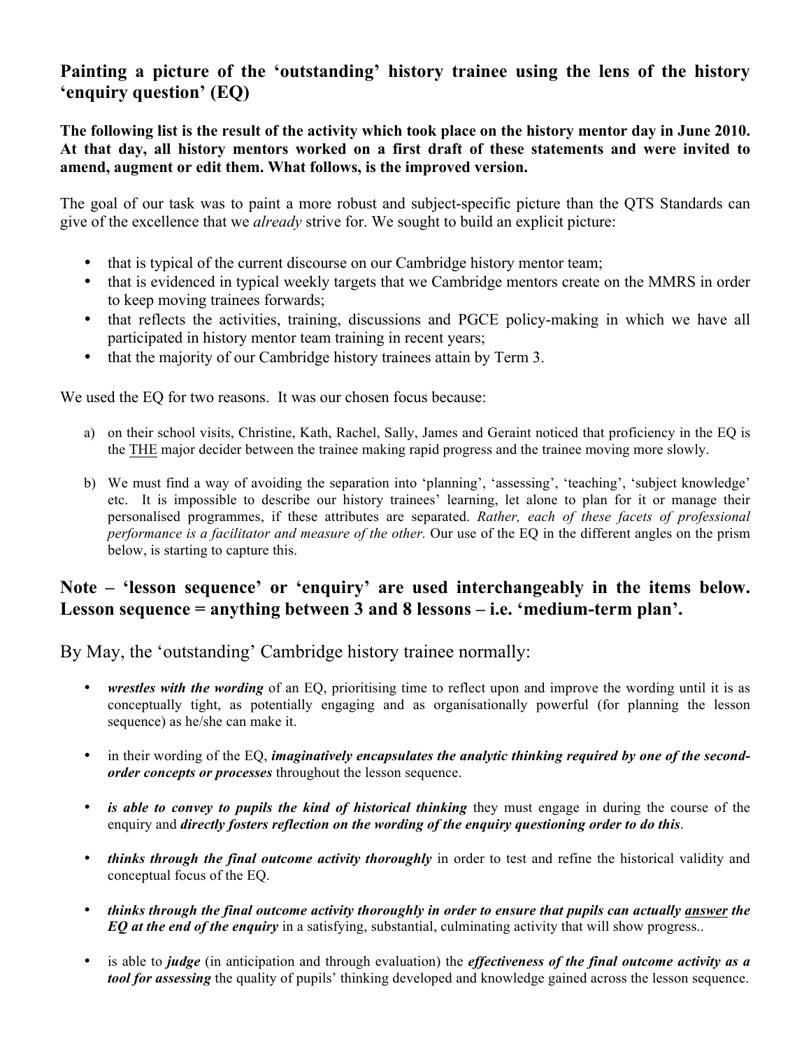## Painting a picture of the 'outstanding' history trainee using the lens of the history 'enquiry question' (EQ)

**The following list is the result of the activity which took place on the history mentor day in June 2010. At that day, all history mentors worked on a first draft of these statements and were invited to amend, augment or edit them. What follows, is the improved version.**

The goal of our task was to paint a more robust and subject-specific picture than the QTS Standards can give of the excellence that we *already* strive for. We sought to build an explicit picture:

- that is typical of the current discourse on our Cambridge history mentor team;
- that is evidenced in typical weekly targets that we Cambridge mentors create on the MMRS in order to keep moving trainees forwards;
- that reflects the activities, training, discussions and PGCE policy-making in which we have all participated in history mentor team training in recent years;
- that the majority of our Cambridge history trainees attain by Term 3.

We used the EQ for two reasons. It was our chosen focus because:

a) on their school visits, Christine, Kath, Rachel, Sally, James and Geraint noticed that proficiency in the EQ is the THE major decider between the trainee making rapid progress and the trainee moving more slowly.

b) We must find a way of avoiding the separation into 'planning', 'assessing', 'teaching', 'subject knowledge' etc. It is impossible to describe our history trainees' learning, let alone to plan for it or manage their personalised programmes, if these attributes are separated. *Rather, each of these facets of professional performance is a facilitator and measure of the other.* Our use of the EQ in the different angles on the prism below, is starting to capture this.

## Note – 'lesson sequence' or 'enquiry' are used interchangeably in the items below. Lesson sequence = anything between 3 and 8 lessons – i.e. 'medium-term plan'.

By May, the 'outstanding' Cambridge history trainee normally:

- ***wrestles with the wording*** of an EQ, prioritising time to reflect upon and improve the wording until it is as conceptually tight, as potentially engaging and as organisationally powerful (for planning the lesson sequence) as he/she can make it.

- in their wording of the EQ, ***imaginatively encapsulates the analytic thinking required by one of the second-order concepts or processes*** throughout the lesson sequence.

- ***is able to convey to pupils the kind of historical thinking*** they must engage in during the course of the enquiry and ***directly fosters reflection on the wording of the enquiry questioning order to do this***.

- ***thinks through the final outcome activity thoroughly*** in order to test and refine the historical validity and conceptual focus of the EQ.

- ***thinks through the final outcome activity thoroughly in order to ensure that pupils can actually answer the EQ at the end of the enquiry*** in a satisfying, substantial, culminating activity that will show progress..

- is able to ***judge*** (in anticipation and through evaluation) the ***effectiveness of the final outcome activity as a tool for assessing*** the quality of pupils' thinking developed and knowledge gained across the lesson sequence.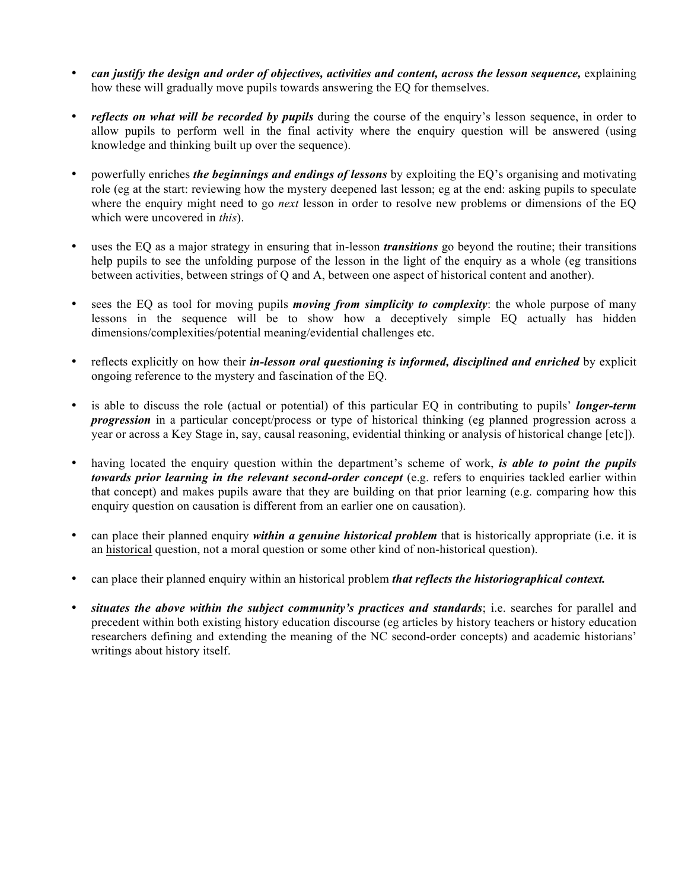- ***can justify the design and order of objectives, activities and content, across the lesson sequence,*** explaining how these will gradually move pupils towards answering the EQ for themselves.

- ***reflects on what will be recorded by pupils*** during the course of the enquiry's lesson sequence, in order to allow pupils to perform well in the final activity where the enquiry question will be answered (using knowledge and thinking built up over the sequence).

- powerfully enriches ***the beginnings and endings of lessons*** by exploiting the EQ's organising and motivating role (eg at the start: reviewing how the mystery deepened last lesson; eg at the end: asking pupils to speculate where the enquiry might need to go *next* lesson in order to resolve new problems or dimensions of the EQ which were uncovered in *this*).

- uses the EQ as a major strategy in ensuring that in-lesson ***transitions*** go beyond the routine; their transitions help pupils to see the unfolding purpose of the lesson in the light of the enquiry as a whole (eg transitions between activities, between strings of Q and A, between one aspect of historical content and another).

- sees the EQ as tool for moving pupils ***moving from simplicity to complexity***: the whole purpose of many lessons in the sequence will be to show how a deceptively simple EQ actually has hidden dimensions/complexities/potential meaning/evidential challenges etc.

- reflects explicitly on how their ***in-lesson oral questioning is informed, disciplined and enriched*** by explicit ongoing reference to the mystery and fascination of the EQ.

- is able to discuss the role (actual or potential) of this particular EQ in contributing to pupils' ***longer-term progression*** in a particular concept/process or type of historical thinking (eg planned progression across a year or across a Key Stage in, say, causal reasoning, evidential thinking or analysis of historical change [etc]).

- having located the enquiry question within the department's scheme of work, ***is able to point the pupils towards prior learning in the relevant second-order concept*** (e.g. refers to enquiries tackled earlier within that concept) and makes pupils aware that they are building on that prior learning (e.g. comparing how this enquiry question on causation is different from an earlier one on causation).

- can place their planned enquiry ***within a genuine historical problem*** that is historically appropriate (i.e. it is an <u>historical</u> question, not a moral question or some other kind of non-historical question).

- can place their planned enquiry within an historical problem ***that reflects the historiographical context.***

- ***situates the above within the subject community's practices and standards***; i.e. searches for parallel and precedent within both existing history education discourse (eg articles by history teachers or history education researchers defining and extending the meaning of the NC second-order concepts) and academic historians' writings about history itself.